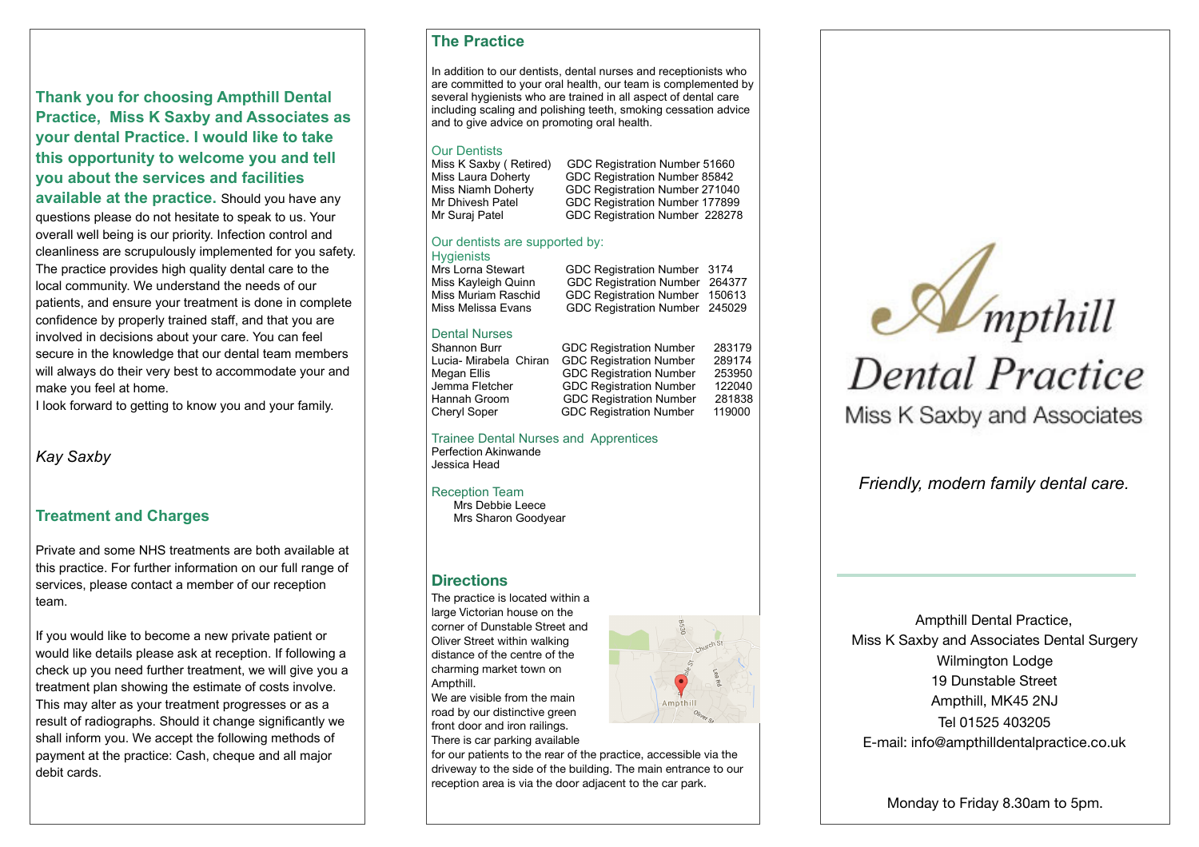**Thank you for choosing Ampthill Dental Practice, Miss K Saxby and Associates as your dental Practice. I would like to take this opportunity to welcome you and tell you about the services and facilities available at the practice.** Should you have any questions please do not hesitate to speak to us. Your overall well being is our priority. Infection control and cleanliness are scrupulously implemented for you safety. The practice provides high quality dental care to the local community. We understand the needs of our patients, and ensure your treatment is done in complete confidence by properly trained staff, and that you are involved in decisions about your care. You can feel secure in the knowledge that our dental team members will always do their very best to accommodate your and make you feel at home.

I look forward to getting to know you and your family.

*Kay Saxby*

## Treatment and Charges

Private and some NHS treatments are both available at this practice. For further information on our full range of services, please contact a member of our reception team.

If you would like to become a new private patient or would like details please ask at reception. If following a check up you need further treatment, we will give you a treatment plan showing the estimate of costs involve. This may alter as your treatment progresses or as a result of radiographs. Should it change significantly we shall inform you. We accept the following methods of payment at the practice: Cash, cheque and all major debit cards.

## The Practice

In addition to our dentists, dental nurses and receptionists who are committed to your oral health, our team is complemented by several hygienists who are trained in all aspect of dental care including scaling and polishing teeth, smoking cessation advice and to give advice on promoting oral health.

### Our Dentists

| | |
|---|---|
| Miss K Saxby ( Retired) | GDC Registration Number 51660 |
| Miss Laura Doherty | GDC Registration Number 85842 |
| Miss Niamh Doherty | GDC Registration Number 271040 |
| Mr Dhivesh Patel | GDC Registration Number 177899 |
| Mr Suraj Patel | GDC Registration Number 228278 |

### Our dentists are supported by:

### Hygienists

| | |
|---|---|
| Mrs Lorna Stewart | GDC Registration Number 3174 |
| Miss Kayleigh Quinn | GDC Registration Number 264377 |
| Miss Muriam Raschid | GDC Registration Number 150613 |
| Miss Melissa Evans | GDC Registration Number 245029 |

### Dental Nurses

| | |
|---|---|
| Shannon Burr | GDC Registration Number 283179 |
| Lucia- Mirabela Chiran | GDC Registration Number 289174 |
| Megan Ellis | GDC Registration Number 253950 |
| Jemma Fletcher | GDC Registration Number 122040 |
| Hannah Groom | GDC Registration Number 281838 |
| Cheryl Soper | GDC Registration Number 119000 |

### Trainee Dental Nurses and Apprentices

Perfection Akinwande
Jessica Head

### Reception Team

Mrs Debbie Leece
Mrs Sharon Goodyear

## Directions

The practice is located within a large Victorian house on the corner of Dunstable Street and Oliver Street within walking distance of the centre of the charming market town on Ampthill.
We are visible from the main road by our distinctive green front door and iron railings.
There is car parking available for our patients to the rear of the practice, accessible via the driveway to the side of the building. The main entrance to our reception area is via the door adjacent to the car park.

# Ampthill Dental Practice

Miss K Saxby and Associates

*Friendly, modern family dental care.*

Ampthill Dental Practice,
Miss K Saxby and Associates Dental Surgery
Wilmington Lodge
19 Dunstable Street
Ampthill, MK45 2NJ
Tel 01525 403205
E-mail: info@ampthilldentalpractice.co.uk

Monday to Friday 8.30am to 5pm.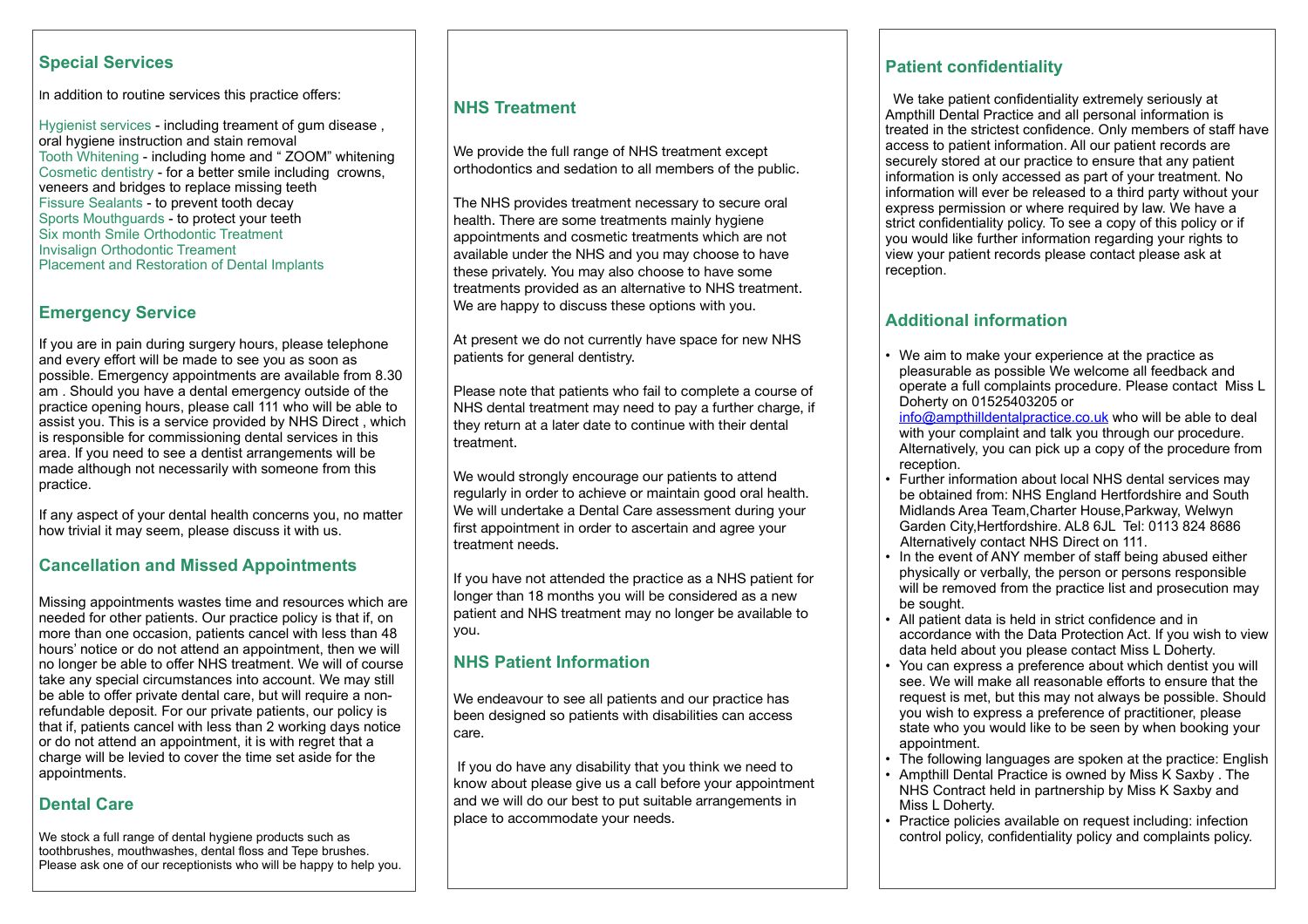## Special Services

In addition to routine services this practice offers:

Hygienist services - including treament of gum disease , oral hygiene instruction and stain removal
Tooth Whitening - including home and " ZOOM" whitening
Cosmetic dentistry - for a better smile including crowns, veneers and bridges to replace missing teeth
Fissure Sealants - to prevent tooth decay
Sports Mouthguards - to protect your teeth
Six month Smile Orthodontic Treatment
Invisalign Orthodontic Treament
Placement and Restoration of Dental Implants

## Emergency Service

If you are in pain during surgery hours, please telephone and every effort will be made to see you as soon as possible. Emergency appointments are available from 8.30 am . Should you have a dental emergency outside of the practice opening hours, please call 111 who will be able to assist you. This is a service provided by NHS Direct , which is responsible for commissioning dental services in this area. If you need to see a dentist arrangements will be made although not necessarily with someone from this practice.

If any aspect of your dental health concerns you, no matter how trivial it may seem, please discuss it with us.

## Cancellation and Missed Appointments

Missing appointments wastes time and resources which are needed for other patients. Our practice policy is that if, on more than one occasion, patients cancel with less than 48 hours' notice or do not attend an appointment, then we will no longer be able to offer NHS treatment. We will of course take any special circumstances into account. We may still be able to offer private dental care, but will require a non-refundable deposit. For our private patients, our policy is that if, patients cancel with less than 2 working days notice or do not attend an appointment, it is with regret that a charge will be levied to cover the time set aside for the appointments.

## Dental Care

We stock a full range of dental hygiene products such as toothbrushes, mouthwashes, dental floss and Tepe brushes. Please ask one of our receptionists who will be happy to help you.

## NHS Treatment

We provide the full range of NHS treatment except orthodontics and sedation to all members of the public.

The NHS provides treatment necessary to secure oral health. There are some treatments mainly hygiene appointments and cosmetic treatments which are not available under the NHS and you may choose to have these privately. You may also choose to have some treatments provided as an alternative to NHS treatment. We are happy to discuss these options with you.

At present we do not currently have space for new NHS patients for general dentistry.

Please note that patients who fail to complete a course of NHS dental treatment may need to pay a further charge, if they return at a later date to continue with their dental treatment.

We would strongly encourage our patients to attend regularly in order to achieve or maintain good oral health. We will undertake a Dental Care assessment during your first appointment in order to ascertain and agree your treatment needs.

If you have not attended the practice as a NHS patient for longer than 18 months you will be considered as a new patient and NHS treatment may no longer be available to you.

## NHS Patient Information

We endeavour to see all patients and our practice has been designed so patients with disabilities can access care.

If you do have any disability that you think we need to know about please give us a call before your appointment and we will do our best to put suitable arrangements in place to accommodate your needs.

## Patient confidentiality

We take patient confidentiality extremely seriously at Ampthill Dental Practice and all personal information is treated in the strictest confidence. Only members of staff have access to patient information. All our patient records are securely stored at our practice to ensure that any patient information is only accessed as part of your treatment. No information will ever be released to a third party without your express permission or where required by law. We have a strict confidentiality policy. To see a copy of this policy or if you would like further information regarding your rights to view your patient records please contact please ask at reception.

## Additional information

- We aim to make your experience at the practice as pleasurable as possible We welcome all feedback and operate a full complaints procedure. Please contact Miss L Doherty on 01525403205 or info@ampthilldentalpractice.co.uk who will be able to deal with your complaint and talk you through our procedure. Alternatively, you can pick up a copy of the procedure from reception.
- Further information about local NHS dental services may be obtained from: NHS England Hertfordshire and South Midlands Area Team,Charter House,Parkway, Welwyn Garden City,Hertfordshire. AL8 6JL Tel: 0113 824 8686 Alternatively contact NHS Direct on 111.
- In the event of ANY member of staff being abused either physically or verbally, the person or persons responsible will be removed from the practice list and prosecution may be sought.
- All patient data is held in strict confidence and in accordance with the Data Protection Act. If you wish to view data held about you please contact Miss L Doherty.
- You can express a preference about which dentist you will see. We will make all reasonable efforts to ensure that the request is met, but this may not always be possible. Should you wish to express a preference of practitioner, please state who you would like to be seen by when booking your appointment.
- The following languages are spoken at the practice: English
- Ampthill Dental Practice is owned by Miss K Saxby . The NHS Contract held in partnership by Miss K Saxby and Miss L Doherty.
- Practice policies available on request including: infection control policy, confidentiality policy and complaints policy.